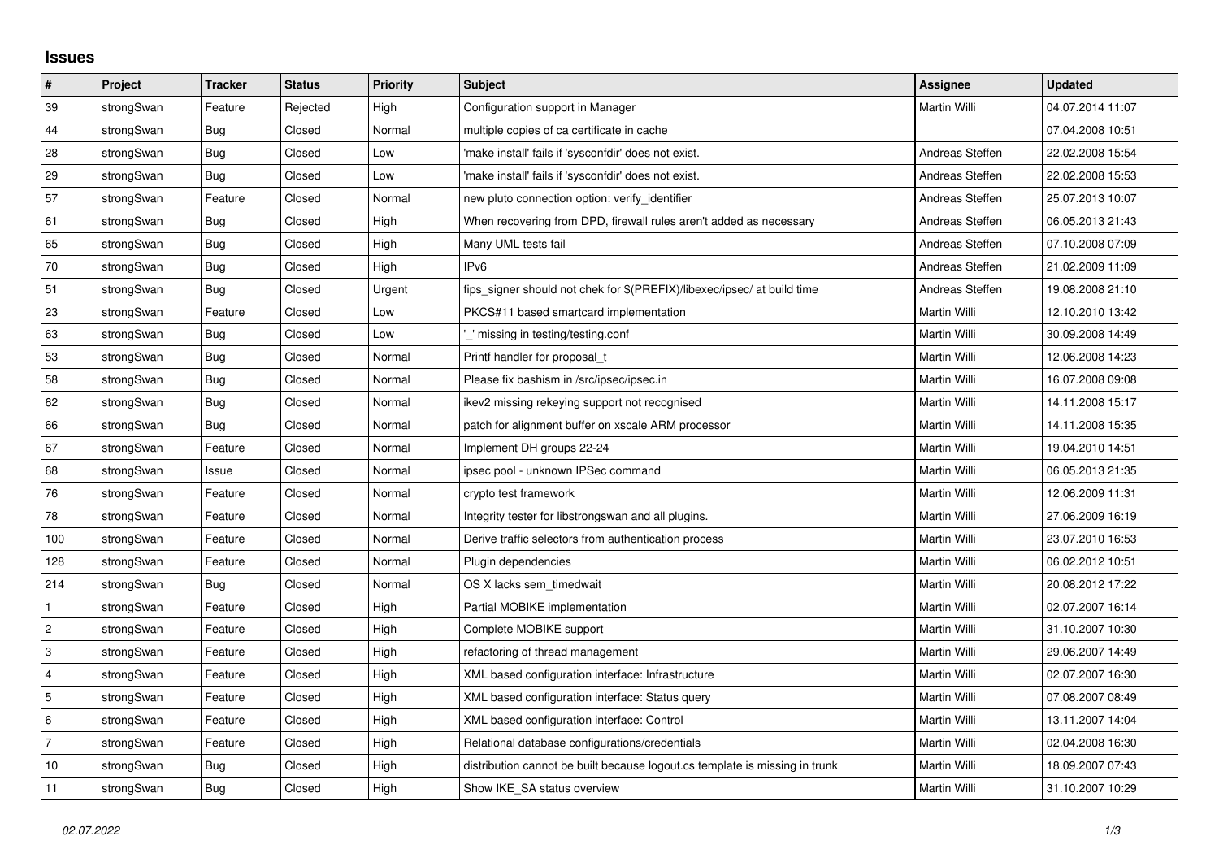# Issues

| # | Project | Tracker | Status | Priority | Subject | Assignee | Updated |
|---|---|---|---|---|---|---|---|
| 39 | strongSwan | Feature | Rejected | High | Configuration support in Manager | Martin Willi | 04.07.2014 11:07 |
| 44 | strongSwan | Bug | Closed | Normal | multiple copies of ca certificate in cache | | 07.04.2008 10:51 |
| 28 | strongSwan | Bug | Closed | Low | 'make install' fails if 'sysconfdir' does not exist. | Andreas Steffen | 22.02.2008 15:54 |
| 29 | strongSwan | Bug | Closed | Low | 'make install' fails if 'sysconfdir' does not exist. | Andreas Steffen | 22.02.2008 15:53 |
| 57 | strongSwan | Feature | Closed | Normal | new pluto connection option: verify_identifier | Andreas Steffen | 25.07.2013 10:07 |
| 61 | strongSwan | Bug | Closed | High | When recovering from DPD, firewall rules aren't added as necessary | Andreas Steffen | 06.05.2013 21:43 |
| 65 | strongSwan | Bug | Closed | High | Many UML tests fail | Andreas Steffen | 07.10.2008 07:09 |
| 70 | strongSwan | Bug | Closed | High | IPv6 | Andreas Steffen | 21.02.2009 11:09 |
| 51 | strongSwan | Bug | Closed | Urgent | fips_signer should not chek for $(PREFIX)/libexec/ipsec/ at build time | Andreas Steffen | 19.08.2008 21:10 |
| 23 | strongSwan | Feature | Closed | Low | PKCS#11 based smartcard implementation | Martin Willi | 12.10.2010 13:42 |
| 63 | strongSwan | Bug | Closed | Low | '_' missing in testing/testing.conf | Martin Willi | 30.09.2008 14:49 |
| 53 | strongSwan | Bug | Closed | Normal | Printf handler for proposal_t | Martin Willi | 12.06.2008 14:23 |
| 58 | strongSwan | Bug | Closed | Normal | Please fix bashism in /src/ipsec/ipsec.in | Martin Willi | 16.07.2008 09:08 |
| 62 | strongSwan | Bug | Closed | Normal | ikev2 missing rekeying support not recognised | Martin Willi | 14.11.2008 15:17 |
| 66 | strongSwan | Bug | Closed | Normal | patch for alignment buffer on xscale ARM processor | Martin Willi | 14.11.2008 15:35 |
| 67 | strongSwan | Feature | Closed | Normal | Implement DH groups 22-24 | Martin Willi | 19.04.2010 14:51 |
| 68 | strongSwan | Issue | Closed | Normal | ipsec pool - unknown IPSec command | Martin Willi | 06.05.2013 21:35 |
| 76 | strongSwan | Feature | Closed | Normal | crypto test framework | Martin Willi | 12.06.2009 11:31 |
| 78 | strongSwan | Feature | Closed | Normal | Integrity tester for libstrongswan and all plugins. | Martin Willi | 27.06.2009 16:19 |
| 100 | strongSwan | Feature | Closed | Normal | Derive traffic selectors from authentication process | Martin Willi | 23.07.2010 16:53 |
| 128 | strongSwan | Feature | Closed | Normal | Plugin dependencies | Martin Willi | 06.02.2012 10:51 |
| 214 | strongSwan | Bug | Closed | Normal | OS X lacks sem_timedwait | Martin Willi | 20.08.2012 17:22 |
| 1 | strongSwan | Feature | Closed | High | Partial MOBIKE implementation | Martin Willi | 02.07.2007 16:14 |
| 2 | strongSwan | Feature | Closed | High | Complete MOBIKE support | Martin Willi | 31.10.2007 10:30 |
| 3 | strongSwan | Feature | Closed | High | refactoring of thread management | Martin Willi | 29.06.2007 14:49 |
| 4 | strongSwan | Feature | Closed | High | XML based configuration interface: Infrastructure | Martin Willi | 02.07.2007 16:30 |
| 5 | strongSwan | Feature | Closed | High | XML based configuration interface: Status query | Martin Willi | 07.08.2007 08:49 |
| 6 | strongSwan | Feature | Closed | High | XML based configuration interface: Control | Martin Willi | 13.11.2007 14:04 |
| 7 | strongSwan | Feature | Closed | High | Relational database configurations/credentials | Martin Willi | 02.04.2008 16:30 |
| 10 | strongSwan | Bug | Closed | High | distribution cannot be built because logout.cs template is missing in trunk | Martin Willi | 18.09.2007 07:43 |
| 11 | strongSwan | Bug | Closed | High | Show IKE_SA status overview | Martin Willi | 31.10.2007 10:29 |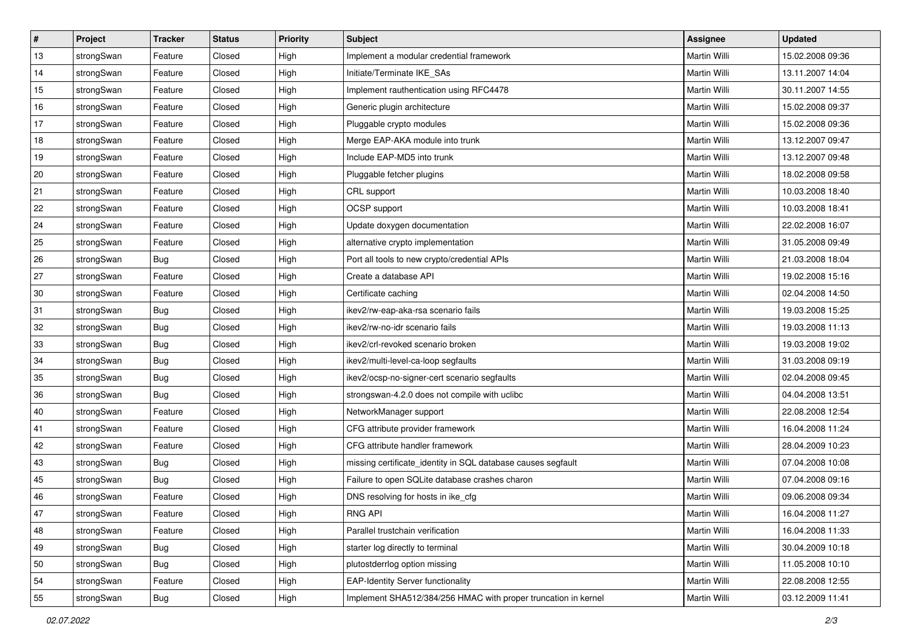| # | Project | Tracker | Status | Priority | Subject | Assignee | Updated |
|---|---|---|---|---|---|---|---|
| 13 | strongSwan | Feature | Closed | High | Implement a modular credential framework | Martin Willi | 15.02.2008 09:36 |
| 14 | strongSwan | Feature | Closed | High | Initiate/Terminate IKE_SAs | Martin Willi | 13.11.2007 14:04 |
| 15 | strongSwan | Feature | Closed | High | Implement rauthentication using RFC4478 | Martin Willi | 30.11.2007 14:55 |
| 16 | strongSwan | Feature | Closed | High | Generic plugin architecture | Martin Willi | 15.02.2008 09:37 |
| 17 | strongSwan | Feature | Closed | High | Pluggable crypto modules | Martin Willi | 15.02.2008 09:36 |
| 18 | strongSwan | Feature | Closed | High | Merge EAP-AKA module into trunk | Martin Willi | 13.12.2007 09:47 |
| 19 | strongSwan | Feature | Closed | High | Include EAP-MD5 into trunk | Martin Willi | 13.12.2007 09:48 |
| 20 | strongSwan | Feature | Closed | High | Pluggable fetcher plugins | Martin Willi | 18.02.2008 09:58 |
| 21 | strongSwan | Feature | Closed | High | CRL support | Martin Willi | 10.03.2008 18:40 |
| 22 | strongSwan | Feature | Closed | High | OCSP support | Martin Willi | 10.03.2008 18:41 |
| 24 | strongSwan | Feature | Closed | High | Update doxygen documentation | Martin Willi | 22.02.2008 16:07 |
| 25 | strongSwan | Feature | Closed | High | alternative crypto implementation | Martin Willi | 31.05.2008 09:49 |
| 26 | strongSwan | Bug | Closed | High | Port all tools to new crypto/credential APIs | Martin Willi | 21.03.2008 18:04 |
| 27 | strongSwan | Feature | Closed | High | Create a database API | Martin Willi | 19.02.2008 15:16 |
| 30 | strongSwan | Feature | Closed | High | Certificate caching | Martin Willi | 02.04.2008 14:50 |
| 31 | strongSwan | Bug | Closed | High | ikev2/rw-eap-aka-rsa scenario fails | Martin Willi | 19.03.2008 15:25 |
| 32 | strongSwan | Bug | Closed | High | ikev2/rw-no-idr scenario fails | Martin Willi | 19.03.2008 11:13 |
| 33 | strongSwan | Bug | Closed | High | ikev2/crl-revoked scenario broken | Martin Willi | 19.03.2008 19:02 |
| 34 | strongSwan | Bug | Closed | High | ikev2/multi-level-ca-loop segfaults | Martin Willi | 31.03.2008 09:19 |
| 35 | strongSwan | Bug | Closed | High | ikev2/ocsp-no-signer-cert scenario segfaults | Martin Willi | 02.04.2008 09:45 |
| 36 | strongSwan | Bug | Closed | High | strongswan-4.2.0 does not compile with uclibc | Martin Willi | 04.04.2008 13:51 |
| 40 | strongSwan | Feature | Closed | High | NetworkManager support | Martin Willi | 22.08.2008 12:54 |
| 41 | strongSwan | Feature | Closed | High | CFG attribute provider framework | Martin Willi | 16.04.2008 11:24 |
| 42 | strongSwan | Feature | Closed | High | CFG attribute handler framework | Martin Willi | 28.04.2009 10:23 |
| 43 | strongSwan | Bug | Closed | High | missing certificate_identity in SQL database causes segfault | Martin Willi | 07.04.2008 10:08 |
| 45 | strongSwan | Bug | Closed | High | Failure to open SQLite database crashes charon | Martin Willi | 07.04.2008 09:16 |
| 46 | strongSwan | Feature | Closed | High | DNS resolving for hosts in ike_cfg | Martin Willi | 09.06.2008 09:34 |
| 47 | strongSwan | Feature | Closed | High | RNG API | Martin Willi | 16.04.2008 11:27 |
| 48 | strongSwan | Feature | Closed | High | Parallel trustchain verification | Martin Willi | 16.04.2008 11:33 |
| 49 | strongSwan | Bug | Closed | High | starter log directly to terminal | Martin Willi | 30.04.2009 10:18 |
| 50 | strongSwan | Bug | Closed | High | plutostderrlog option missing | Martin Willi | 11.05.2008 10:10 |
| 54 | strongSwan | Feature | Closed | High | EAP-Identity Server functionality | Martin Willi | 22.08.2008 12:55 |
| 55 | strongSwan | Bug | Closed | High | Implement SHA512/384/256 HMAC with proper truncation in kernel | Martin Willi | 03.12.2009 11:41 |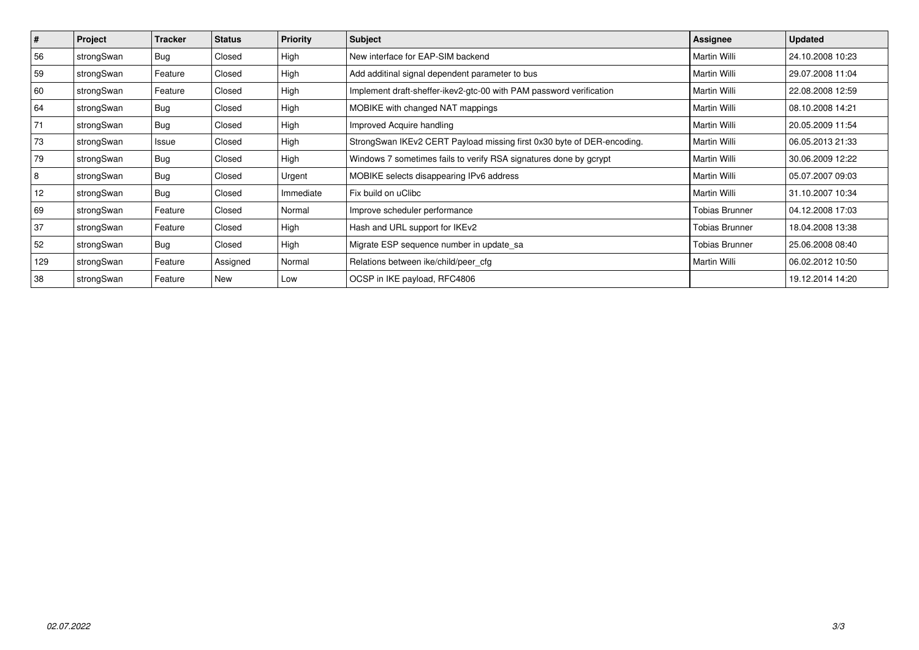| # | Project | Tracker | Status | Priority | Subject | Assignee | Updated |
|---|---|---|---|---|---|---|---|
| 56 | strongSwan | Bug | Closed | High | New interface for EAP-SIM backend | Martin Willi | 24.10.2008 10:23 |
| 59 | strongSwan | Feature | Closed | High | Add additinal signal dependent parameter to bus | Martin Willi | 29.07.2008 11:04 |
| 60 | strongSwan | Feature | Closed | High | Implement draft-sheffer-ikev2-gtc-00 with PAM password verification | Martin Willi | 22.08.2008 12:59 |
| 64 | strongSwan | Bug | Closed | High | MOBIKE with changed NAT mappings | Martin Willi | 08.10.2008 14:21 |
| 71 | strongSwan | Bug | Closed | High | Improved Acquire handling | Martin Willi | 20.05.2009 11:54 |
| 73 | strongSwan | Issue | Closed | High | StrongSwan IKEv2 CERT Payload missing first 0x30 byte of DER-encoding. | Martin Willi | 06.05.2013 21:33 |
| 79 | strongSwan | Bug | Closed | High | Windows 7 sometimes fails to verify RSA signatures done by gcrypt | Martin Willi | 30.06.2009 12:22 |
| 8 | strongSwan | Bug | Closed | Urgent | MOBIKE selects disappearing IPv6 address | Martin Willi | 05.07.2007 09:03 |
| 12 | strongSwan | Bug | Closed | Immediate | Fix build on uClibc | Martin Willi | 31.10.2007 10:34 |
| 69 | strongSwan | Feature | Closed | Normal | Improve scheduler performance | Tobias Brunner | 04.12.2008 17:03 |
| 37 | strongSwan | Feature | Closed | High | Hash and URL support for IKEv2 | Tobias Brunner | 18.04.2008 13:38 |
| 52 | strongSwan | Bug | Closed | High | Migrate ESP sequence number in update_sa | Tobias Brunner | 25.06.2008 08:40 |
| 129 | strongSwan | Feature | Assigned | Normal | Relations between ike/child/peer_cfg | Martin Willi | 06.02.2012 10:50 |
| 38 | strongSwan | Feature | New | Low | OCSP in IKE payload, RFC4806 | | 19.12.2014 14:20 |